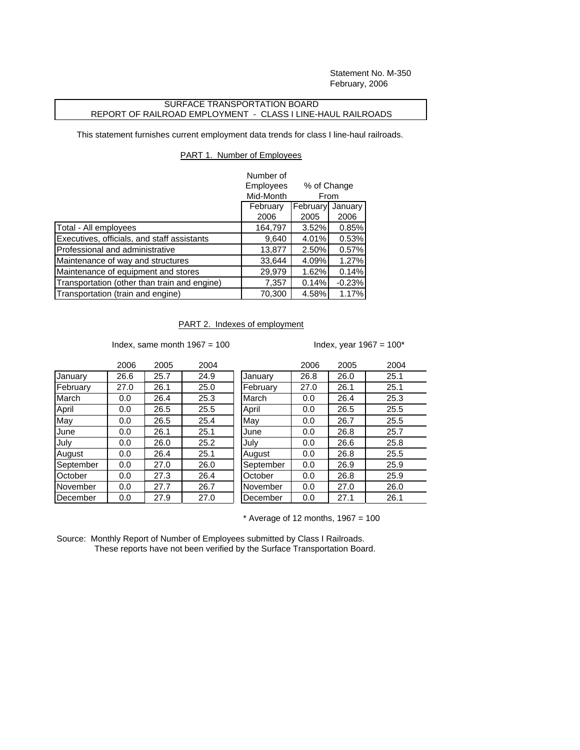Statement No. M-350
February, 2006

# SURFACE TRANSPORTATION BOARD
## REPORT OF RAILROAD EMPLOYMENT - CLASS I LINE-HAUL RAILROADS

This statement furnishes current employment data trends for class I line-haul railroads.

### PART 1. Number of Employees

| | Number of Employees Mid-Month | % of Change From | |
|---|---|---|---|
| | February 2006 | February 2005 | January 2006 |
| Total - All employees | 164,797 | 3.52% | 0.85% |
| Executives, officials, and staff assistants | 9,640 | 4.01% | 0.53% |
| Professional and administrative | 13,877 | 2.50% | 0.57% |
| Maintenance of way and structures | 33,644 | 4.09% | 1.27% |
| Maintenance of equipment and stores | 29,979 | 1.62% | 0.14% |
| Transportation (other than train and engine) | 7,357 | 0.14% | -0.23% |
| Transportation (train and engine) | 70,300 | 4.58% | 1.17% |

### PART 2. Indexes of employment

Index, same month 1967 = 100

| | 2006 | 2005 | 2004 |
|---|---|---|---|
| January | 26.6 | 25.7 | 24.9 |
| February | 27.0 | 26.1 | 25.0 |
| March | 0.0 | 26.4 | 25.3 |
| April | 0.0 | 26.5 | 25.5 |
| May | 0.0 | 26.5 | 25.4 |
| June | 0.0 | 26.1 | 25.1 |
| July | 0.0 | 26.0 | 25.2 |
| August | 0.0 | 26.4 | 25.1 |
| September | 0.0 | 27.0 | 26.0 |
| October | 0.0 | 27.3 | 26.4 |
| November | 0.0 | 27.7 | 26.7 |
| December | 0.0 | 27.9 | 27.0 |

Index, year 1967 = 100*

| | 2006 | 2005 | 2004 |
|---|---|---|---|
| January | 26.8 | 26.0 | 25.1 |
| February | 27.0 | 26.1 | 25.1 |
| March | 0.0 | 26.4 | 25.3 |
| April | 0.0 | 26.5 | 25.5 |
| May | 0.0 | 26.7 | 25.5 |
| June | 0.0 | 26.8 | 25.7 |
| July | 0.0 | 26.6 | 25.8 |
| August | 0.0 | 26.8 | 25.5 |
| September | 0.0 | 26.9 | 25.9 |
| October | 0.0 | 26.8 | 25.9 |
| November | 0.0 | 27.0 | 26.0 |
| December | 0.0 | 27.1 | 26.1 |

\* Average of 12 months, 1967 = 100

Source: Monthly Report of Number of Employees submitted by Class I Railroads.
These reports have not been verified by the Surface Transportation Board.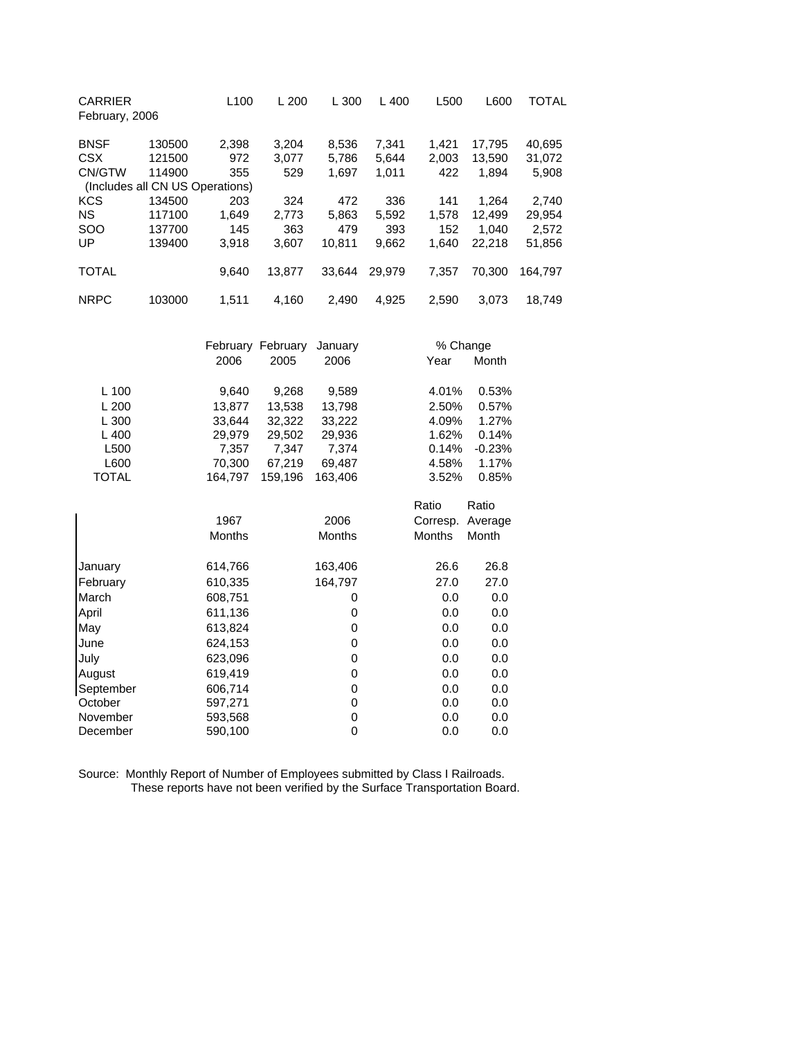| CARRIER February, 2006 | | L100 | L 200 | L 300 | L 400 | L500 | L600 | TOTAL |
|---|---|---|---|---|---|---|---|---|
| BNSF | 130500 | 2,398 | 3,204 | 8,536 | 7,341 | 1,421 | 17,795 | 40,695 |
| CSX | 121500 | 972 | 3,077 | 5,786 | 5,644 | 2,003 | 13,590 | 31,072 |
| CN/GTW (Includes all CN US Operations) | 114900 | 355 | 529 | 1,697 | 1,011 | 422 | 1,894 | 5,908 |
| KCS | 134500 | 203 | 324 | 472 | 336 | 141 | 1,264 | 2,740 |
| NS | 117100 | 1,649 | 2,773 | 5,863 | 5,592 | 1,578 | 12,499 | 29,954 |
| SOO | 137700 | 145 | 363 | 479 | 393 | 152 | 1,040 | 2,572 |
| UP | 139400 | 3,918 | 3,607 | 10,811 | 9,662 | 1,640 | 22,218 | 51,856 |
| TOTAL | | 9,640 | 13,877 | 33,644 | 29,979 | 7,357 | 70,300 | 164,797 |
| NRPC | 103000 | 1,511 | 4,160 | 2,490 | 4,925 | 2,590 | 3,073 | 18,749 |

| | February 2006 | February 2005 | January 2006 | % Change Year | % Change Month |
|---|---|---|---|---|---|
| L 100 | 9,640 | 9,268 | 9,589 | 4.01% | 0.53% |
| L 200 | 13,877 | 13,538 | 13,798 | 2.50% | 0.57% |
| L 300 | 33,644 | 32,322 | 33,222 | 4.09% | 1.27% |
| L 400 | 29,979 | 29,502 | 29,936 | 1.62% | 0.14% |
| L500 | 7,357 | 7,347 | 7,374 | 0.14% | -0.23% |
| L600 | 70,300 | 67,219 | 69,487 | 4.58% | 1.17% |
| TOTAL | 164,797 | 159,196 | 163,406 | 3.52% | 0.85% |

| | 1967 Months | 2006 Months | Ratio Corresp. Months | Ratio Average Month |
|---|---|---|---|---|
| January | 614,766 | 163,406 | 26.6 | 26.8 |
| February | 610,335 | 164,797 | 27.0 | 27.0 |
| March | 608,751 | 0 | 0.0 | 0.0 |
| April | 611,136 | 0 | 0.0 | 0.0 |
| May | 613,824 | 0 | 0.0 | 0.0 |
| June | 624,153 | 0 | 0.0 | 0.0 |
| July | 623,096 | 0 | 0.0 | 0.0 |
| August | 619,419 | 0 | 0.0 | 0.0 |
| September | 606,714 | 0 | 0.0 | 0.0 |
| October | 597,271 | 0 | 0.0 | 0.0 |
| November | 593,568 | 0 | 0.0 | 0.0 |
| December | 590,100 | 0 | 0.0 | 0.0 |

Source: Monthly Report of Number of Employees submitted by Class I Railroads.
These reports have not been verified by the Surface Transportation Board.